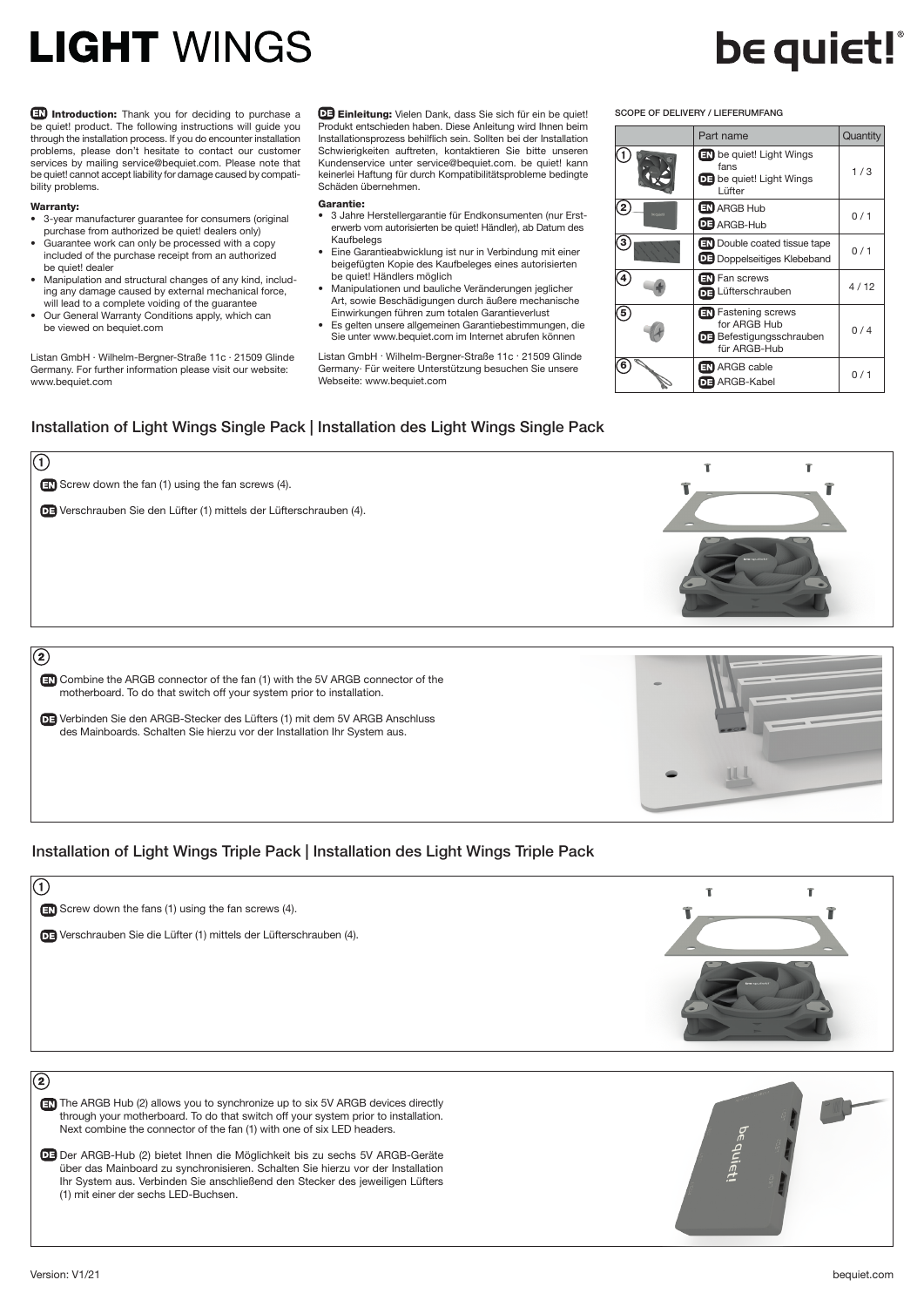# **LIGHT** WINGS

be quiet!®

**EN Introduction:** Thank you for deciding to purchase a be quiet! product. The following instructions will guide you through the installation process. If you do encounter installation problems, please don't hesitate to contact our customer services by mailing service@bequiet.com. Please note that be quiet! cannot accept liability for damage caused by compatibility problems.

**Warranty:**

- 3-year manufacturer guarantee for consumers (original purchase from authorized be quiet! dealers only)
- Guarantee work can only be processed with a copy included of the purchase receipt from an authorized be quiet! dealer
- Manipulation and structural changes of any kind, including any damage caused by external mechanical force, will lead to a complete voiding of the guarantee
- Our General Warranty Conditions apply, which can be viewed on bequiet.com

Listan GmbH · Wilhelm-Bergner-Straße 11c · 21509 Glinde Germany. For further information please visit our website: www.bequiet.com

**DE Einleitung:** Vielen Dank, dass Sie sich für ein be quiet! Produkt entschieden haben. Diese Anleitung wird Ihnen beim Installationsprozess behilflich sein. Sollten bei der Installation Schwierigkeiten auftreten, kontaktieren Sie bitte unseren Kundenservice unter service@bequiet.com. be quiet! kann keinerlei Haftung für durch Kompatibilitätsprobleme bedingte Schäden übernehmen.

**Garantie:**

- 3 Jahre Herstellergarantie für Endkonsumenten (nur Ersterwerb vom autorisierten be quiet! Händler), ab Datum des Kaufbelegs
- Eine Garantieabwicklung ist nur in Verbindung mit einer beigefügten Kopie des Kaufbeleges eines autorisierten be quiet! Händlers möglich
- Manipulationen und bauliche Veränderungen jeglicher Art, sowie Beschädigungen durch äußere mechanische Einwirkungen führen zum totalen Garantieverlust
- Es gelten unsere allgemeinen Garantiebestimmungen, die Sie unter www.bequiet.com im Internet abrufen können

Listan GmbH · Wilhelm-Bergner-Straße 11c · 21509 Glinde Germany· Für weitere Unterstützung besuchen Sie unsere Webseite: www.bequiet.com

SCOPE OF DELIVERY / LIEFERUMFANG

| | Part name | Quantity |
|---|---|---|
| 1 | EN be quiet! Light Wings fans<br>DE be quiet! Light Wings Lüfter | 1 / 3 |
| 2 | EN ARGB Hub<br>DE ARGB-Hub | 0 / 1 |
| 3 | EN Double coated tissue tape<br>DE Doppelseitiges Klebeband | 0 / 1 |
| 4 | EN Fan screws<br>DE Lüfterschrauben | 4 / 12 |
| 5 | EN Fastening screws for ARGB Hub<br>DE Befestigungsschrauben für ARGB-Hub | 0 / 4 |
| 6 | EN ARGB cable<br>DE ARGB-Kabel | 0 / 1 |

## Installation of Light Wings Single Pack | Installation des Light Wings Single Pack

**1**

EN Screw down the fan (1) using the fan screws (4).

DE Verschrauben Sie den Lüfter (1) mittels der Lüfterschrauben (4).

**2**

EN Combine the ARGB connector of the fan (1) with the 5V ARGB connector of the motherboard. To do that switch off your system prior to installation.

DE Verbinden Sie den ARGB-Stecker des Lüfters (1) mit dem 5V ARGB Anschluss des Mainboards. Schalten Sie hierzu vor der Installation Ihr System aus.

## Installation of Light Wings Triple Pack | Installation des Light Wings Triple Pack

**1**

EN Screw down the fans (1) using the fan screws (4).

DE Verschrauben Sie die Lüfter (1) mittels der Lüfterschrauben (4).

**2**

EN The ARGB Hub (2) allows you to synchronize up to six 5V ARGB devices directly through your motherboard. To do that switch off your system prior to installation. Next combine the connector of the fan (1) with one of six LED headers.

DE Der ARGB-Hub (2) bietet Ihnen die Möglichkeit bis zu sechs 5V ARGB-Geräte über das Mainboard zu synchronisieren. Schalten Sie hierzu vor der Installation Ihr System aus. Verbinden Sie anschließend den Stecker des jeweiligen Lüfters (1) mit einer der sechs LED-Buchsen.

Version: V1/21

bequiet.com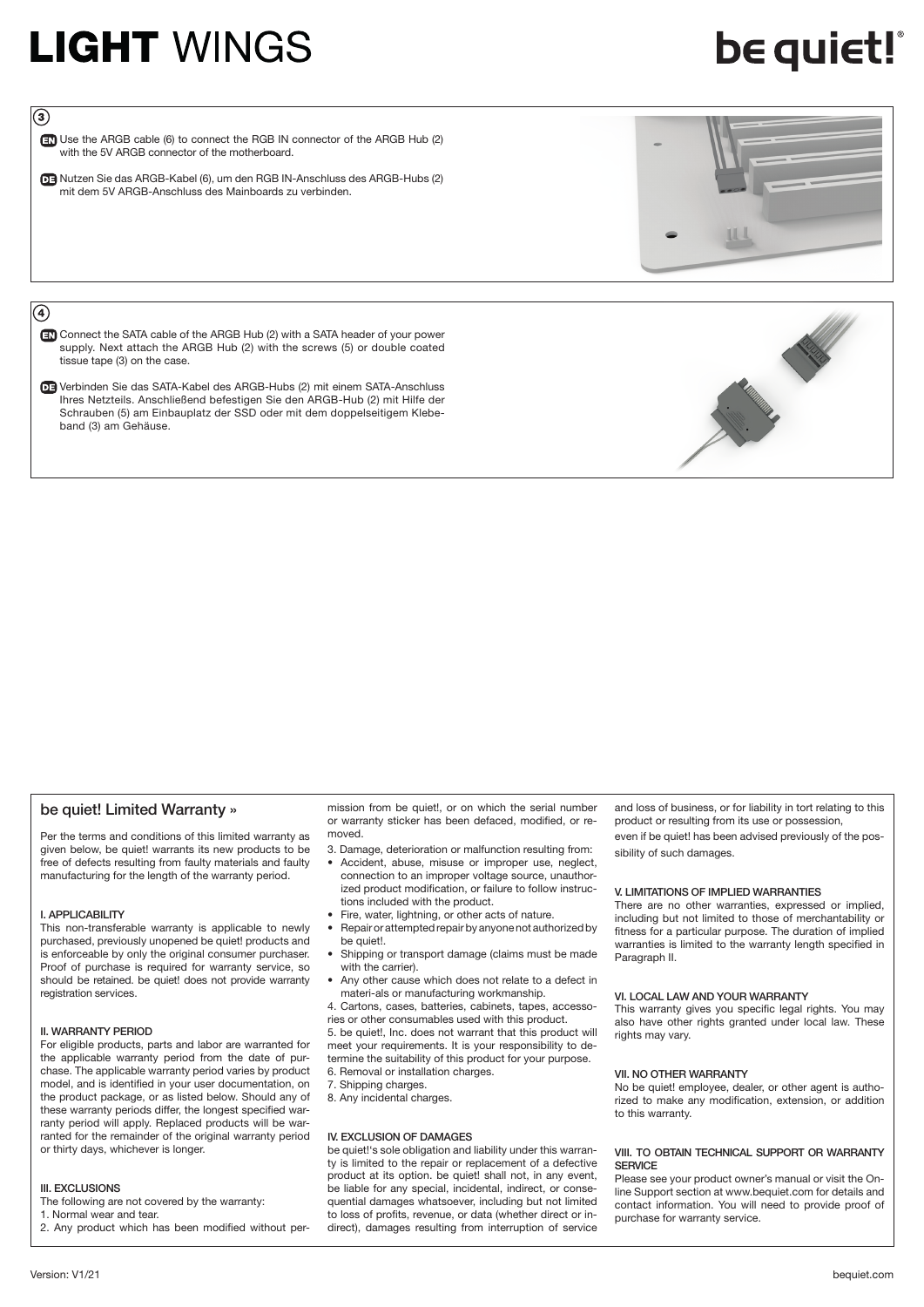# LIGHT WINGS

be quiet!®

**3**

**EN** Use the ARGB cable (6) to connect the RGB IN connector of the ARGB Hub (2) with the 5V ARGB connector of the motherboard.

**DE** Nutzen Sie das ARGB-Kabel (6), um den RGB IN-Anschluss des ARGB-Hubs (2) mit dem 5V ARGB-Anschluss des Mainboards zu verbinden.

**4**

**EN** Connect the SATA cable of the ARGB Hub (2) with a SATA header of your power supply. Next attach the ARGB Hub (2) with the screws (5) or double coated tissue tape (3) on the case.

**DE** Verbinden Sie das SATA-Kabel des ARGB-Hubs (2) mit einem SATA-Anschluss Ihres Netzteils. Anschließend befestigen Sie den ARGB-Hub (2) mit Hilfe der Schrauben (5) am Einbauplatz der SSD oder mit dem doppelseitigem Klebeband (3) am Gehäuse.

## be quiet! Limited Warranty »

Per the terms and conditions of this limited warranty as given below, be quiet! warrants its new products to be free of defects resulting from faulty materials and faulty manufacturing for the length of the warranty period.

### I. APPLICABILITY

This non-transferable warranty is applicable to newly purchased, previously unopened be quiet! products and is enforceable by only the original consumer purchaser. Proof of purchase is required for warranty service, so should be retained. be quiet! does not provide warranty registration services.

### II. WARRANTY PERIOD

For eligible products, parts and labor are warranted for the applicable warranty period from the date of purchase. The applicable warranty period varies by product model, and is identified in your user documentation, on the product package, or as listed below. Should any of these warranty periods differ, the longest specified warranty period will apply. Replaced products will be warranted for the remainder of the original warranty period or thirty days, whichever is longer.

### III. EXCLUSIONS

The following are not covered by the warranty:

1. Normal wear and tear.
2. Any product which has been modified without permission from be quiet!, or on which the serial number or warranty sticker has been defaced, modified, or removed.
3. Damage, deterioration or malfunction resulting from:
   - Accident, abuse, misuse or improper use, neglect, connection to an improper voltage source, unauthorized product modification, or failure to follow instructions included with the product.
   - Fire, water, lightning, or other acts of nature.
   - Repair or attempted repair by anyone not authorized by be quiet!.
   - Shipping or transport damage (claims must be made with the carrier).
   - Any other cause which does not relate to a defect in materi-als or manufacturing workmanship.
4. Cartons, cases, batteries, cabinets, tapes, accessories or other consumables used with this product.
5. be quiet!, Inc. does not warrant that this product will meet your requirements. It is your responsibility to determine the suitability of this product for your purpose.
6. Removal or installation charges.
7. Shipping charges.
8. Any incidental charges.

### IV. EXCLUSION OF DAMAGES

be quiet!'s sole obligation and liability under this warranty is limited to the repair or replacement of a defective product at its option. be quiet! shall not, in any event, be liable for any special, incidental, indirect, or consequential damages whatsoever, including but not limited to loss of profits, revenue, or data (whether direct or indirect), damages resulting from interruption of service and loss of business, or for liability in tort relating to this product or resulting from its use or possession,

even if be quiet! has been advised previously of the possibility of such damages.

### V. LIMITATIONS OF IMPLIED WARRANTIES

There are no other warranties, expressed or implied, including but not limited to those of merchantability or fitness for a particular purpose. The duration of implied warranties is limited to the warranty length specified in Paragraph II.

### VI. LOCAL LAW AND YOUR WARRANTY

This warranty gives you specific legal rights. You may also have other rights granted under local law. These rights may vary.

### VII. NO OTHER WARRANTY

No be quiet! employee, dealer, or other agent is authorized to make any modification, extension, or addition to this warranty.

### VIII. TO OBTAIN TECHNICAL SUPPORT OR WARRANTY SERVICE

Please see your product owner's manual or visit the Online Support section at www.bequiet.com for details and contact information. You will need to provide proof of purchase for warranty service.

Version: V1/21

bequiet.com